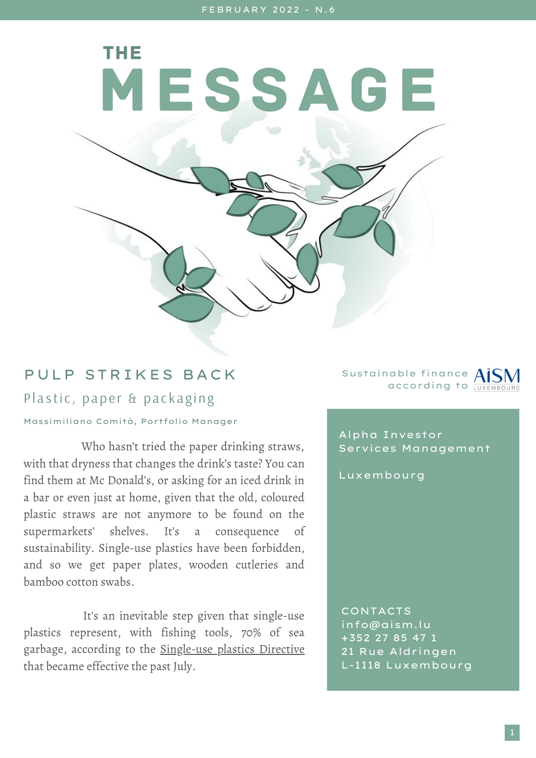FEBRUARY 2022 - N.6

# THE MESSAGE

## PULP STRIKES BACK

### Plastic, paper & packaging

Massimiliano Comità, Portfolio Manager

Who hasn't tried the paper drinking straws, with that dryness that changes the drink's taste? You can find them at Mc Donald's, or asking for an iced drink in a bar or even just at home, given that the old, coloured plastic straws are not anymore to be found on the supermarkets' shelves. It's a consequence of sustainability. Single-use plastics have been forbidden, and so we get paper plates, wooden cutleries and bamboo cotton swabs.

It's an inevitable step given that single-use plastics represent, with fishing tools, 70% of sea garbage, according to the Single-use plastics Directive that became effective the past July.

Sustainable finance according to AISM LUXEMBOURG

Alpha Investor Services Management

Luxembourg

CONTACTS
info@aism.lu
+352 27 85 47 1
21 Rue Aldringen
L-1118 Luxembourg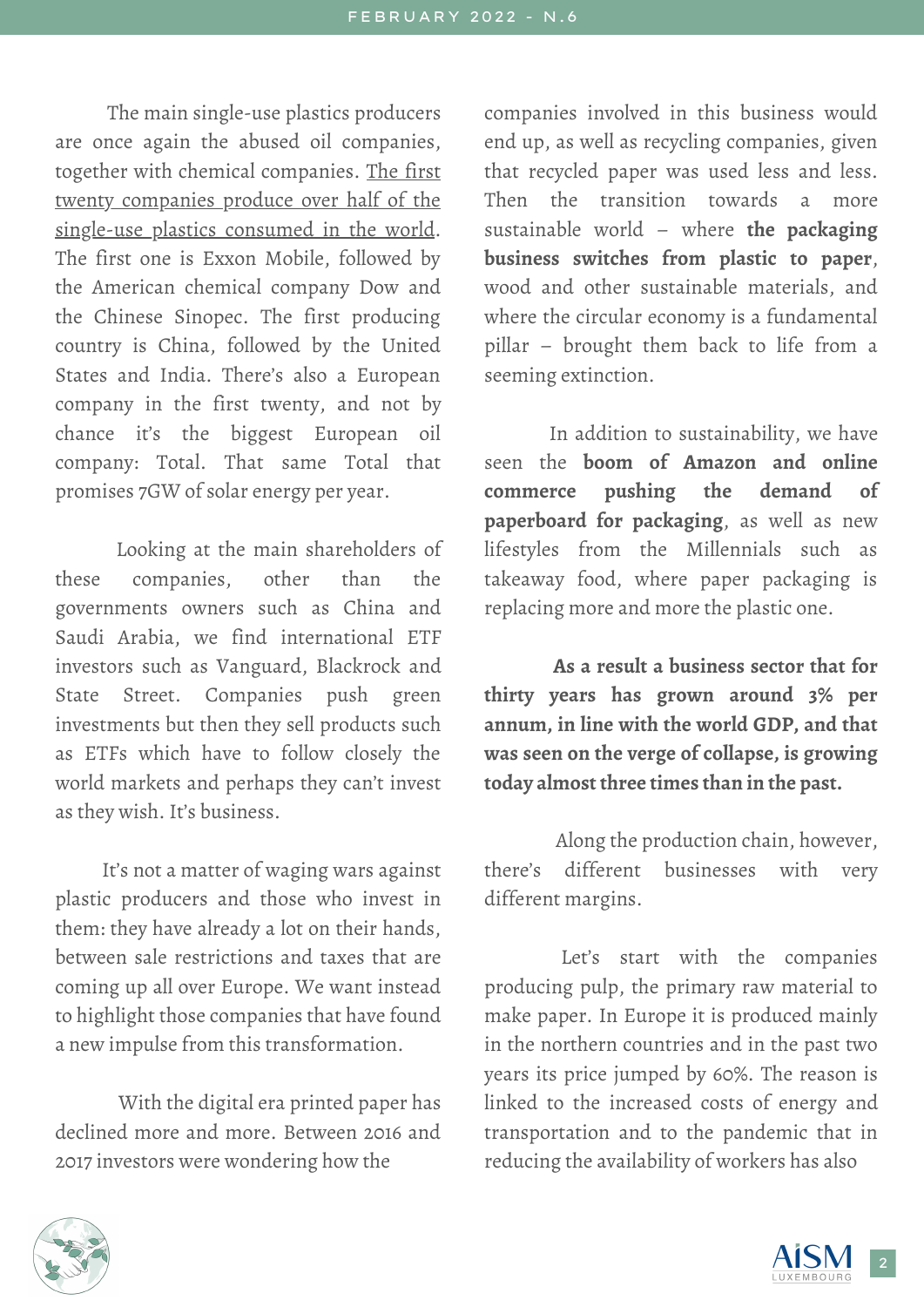The main single-use plastics producers are once again the abused oil companies, together with chemical companies. The first twenty companies produce over half of the single-use plastics consumed in the world. The first one is Exxon Mobile, followed by the American chemical company Dow and the Chinese Sinopec. The first producing country is China, followed by the United States and India. There's also a European company in the first twenty, and not by chance it's the biggest European oil company: Total. That same Total that promises 7GW of solar energy per year.

Looking at the main shareholders of these companies, other than the governments owners such as China and Saudi Arabia, we find international ETF investors such as Vanguard, Blackrock and State Street. Companies push green investments but then they sell products such as ETFs which have to follow closely the world markets and perhaps they can't invest as they wish. It's business.

It's not a matter of waging wars against plastic producers and those who invest in them: they have already a lot on their hands, between sale restrictions and taxes that are coming up all over Europe. We want instead to highlight those companies that have found a new impulse from this transformation.

With the digital era printed paper has declined more and more. Between 2016 and 2017 investors were wondering how the companies involved in this business would end up, as well as recycling companies, given that recycled paper was used less and less. Then the transition towards a more sustainable world – where **the packaging business switches from plastic to paper**, wood and other sustainable materials, and where the circular economy is a fundamental pillar – brought them back to life from a seeming extinction.

In addition to sustainability, we have seen the **boom of Amazon and online commerce pushing the demand of paperboard for packaging**, as well as new lifestyles from the Millennials such as takeaway food, where paper packaging is replacing more and more the plastic one.

**As a result a business sector that for thirty years has grown around 3% per annum, in line with the world GDP, and that was seen on the verge of collapse, is growing today almost three times than in the past.**

Along the production chain, however, there's different businesses with very different margins.

Let's start with the companies producing pulp, the primary raw material to make paper. In Europe it is produced mainly in the northern countries and in the past two years its price jumped by 60%. The reason is linked to the increased costs of energy and transportation and to the pandemic that in reducing the availability of workers has also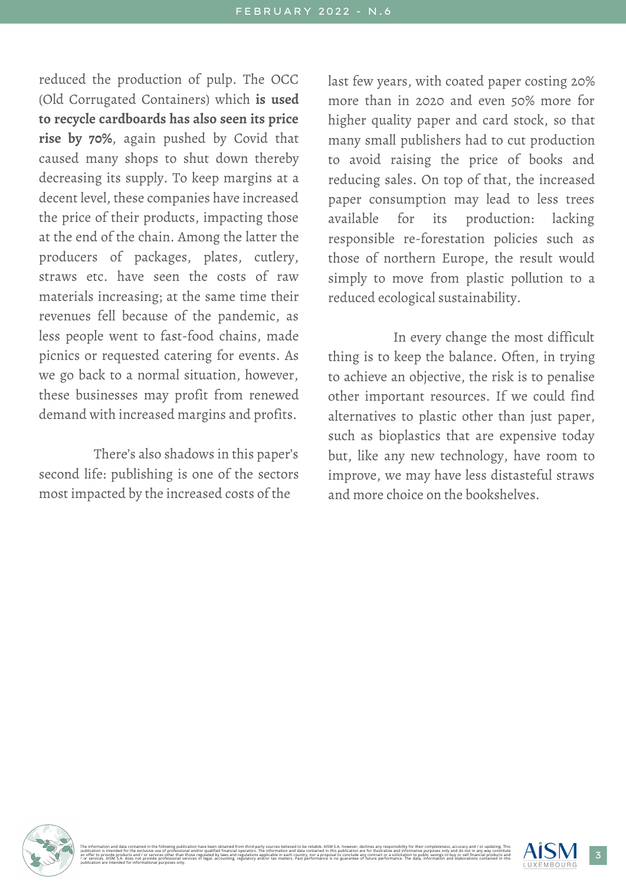reduced the production of pulp. The OCC (Old Corrugated Containers) which **is used to recycle cardboards has also seen its price rise by 70%**, again pushed by Covid that caused many shops to shut down thereby decreasing its supply. To keep margins at a decent level, these companies have increased the price of their products, impacting those at the end of the chain. Among the latter the producers of packages, plates, cutlery, straws etc. have seen the costs of raw materials increasing; at the same time their revenues fell because of the pandemic, as less people went to fast-food chains, made picnics or requested catering for events. As we go back to a normal situation, however, these businesses may profit from renewed demand with increased margins and profits.

There's also shadows in this paper's second life: publishing is one of the sectors most impacted by the increased costs of the last few years, with coated paper costing 20% more than in 2020 and even 50% more for higher quality paper and card stock, so that many small publishers had to cut production to avoid raising the price of books and reducing sales. On top of that, the increased paper consumption may lead to less trees available for its production: lacking responsible re-forestation policies such as those of northern Europe, the result would simply to move from plastic pollution to a reduced ecological sustainability.

In every change the most difficult thing is to keep the balance. Often, in trying to achieve an objective, the risk is to penalise other important resources. If we could find alternatives to plastic other than just paper, such as bioplastics that are expensive today but, like any new technology, have room to improve, we may have less distasteful straws and more choice on the bookshelves.

The information and data contained in the following publication have been obtained from third-party sources believed to be reliable. AISM S.A. however, declines any responsibility for their completeness, accuracy and / or updating. This publication is intended for the exclusive use of professional and/or qualified financial operators. The information and data contained in this publication are for illustrative and informative purposes only and do not in any way constitute an offer to provide products and / or services other than those regulated by laws and regulations applicable in each country, nor a proposal to conclude any contract or a solicitation to public savings to buy or sell financial products and / or services. AISM S.A. does not provide professional services in legal, accounting, regulatory and/or tax matters. Past performance is no guarantee of future performance. The data, information and elaborations contained in this publication are intended for informational purposes only.